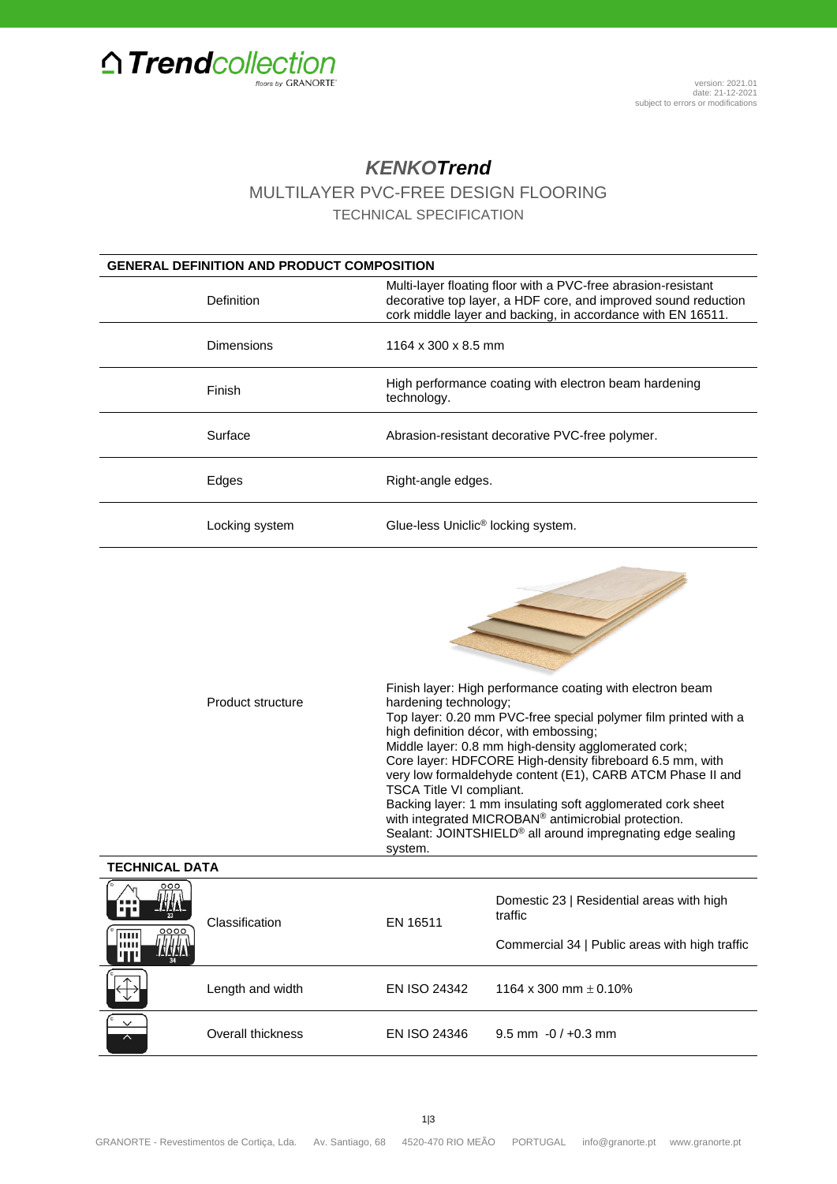# *KENKOTrend*

## MULTILAYER PVC-FREE DESIGN FLOORING

### TECHNICAL SPECIFICATION

version: 2021.01
date: 21-12-2021
subject to errors or modifications

| GENERAL DEFINITION AND PRODUCT COMPOSITION | |
|---|---|
| Definition | Multi-layer floating floor with a PVC-free abrasion-resistant decorative top layer, a HDF core, and improved sound reduction cork middle layer and backing, in accordance with EN 16511. |
| Dimensions | 1164 x 300 x 8.5 mm |
| Finish | High performance coating with electron beam hardening technology. |
| Surface | Abrasion-resistant decorative PVC-free polymer. |
| Edges | Right-angle edges. |
| Locking system | Glue-less Uniclic® locking system. |
| Product structure | Finish layer: High performance coating with electron beam hardening technology;<br>Top layer: 0.20 mm PVC-free special polymer film printed with a high definition décor, with embossing;<br>Middle layer: 0.8 mm high-density agglomerated cork;<br>Core layer: HDFCORE High-density fibreboard 6.5 mm, with very low formaldehyde content (E1), CARB ATCM Phase II and TSCA Title VI compliant.<br>Backing layer: 1 mm insulating soft agglomerated cork sheet with integrated MICROBAN® antimicrobial protection.<br>Sealant: JOINTSHIELD® all around impregnating edge sealing system. |

| TECHNICAL DATA | | |
|---|---|---|
| Classification | EN 16511 | Domestic 23 \| Residential areas with high traffic<br>Commercial 34 \| Public areas with high traffic |
| Length and width | EN ISO 24342 | 1164 x 300 mm ± 0.10% |
| Overall thickness | EN ISO 24346 | 9.5 mm -0 / +0.3 mm |

GRANORTE - Revestimentos de Cortiça, Lda. Av. Santiago, 68 4520-470 RIO MEÃO PORTUGAL info@granorte.pt www.granorte.pt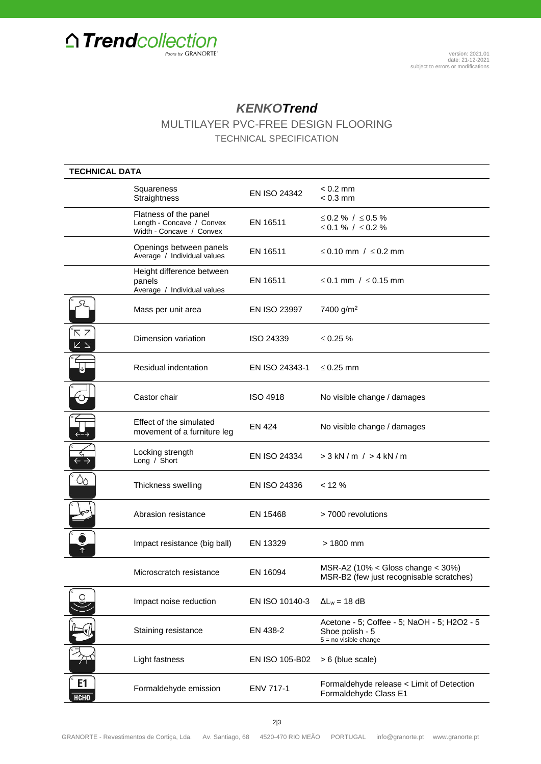# *KENKO**Trend***

## MULTILAYER PVC-FREE DESIGN FLOORING

### TECHNICAL SPECIFICATION

| TECHNICAL DATA | | |
|---|---|---|
| Squareness<br>Straightness | EN ISO 24342 | < 0.2 mm<br>< 0.3 mm |
| Flatness of the panel<br>Length - Concave / Convex<br>Width - Concave / Convex | EN 16511 | ≤ 0.2 % / ≤ 0.5 %<br>≤ 0.1 % / ≤ 0.2 % |
| Openings between panels<br>Average / Individual values | EN 16511 | ≤ 0.10 mm / ≤ 0.2 mm |
| Height difference between panels<br>Average / Individual values | EN 16511 | ≤ 0.1 mm / ≤ 0.15 mm |
| Mass per unit area | EN ISO 23997 | 7400 g/m² |
| Dimension variation | ISO 24339 | ≤ 0.25 % |
| Residual indentation | EN ISO 24343-1 | ≤ 0.25 mm |
| Castor chair | ISO 4918 | No visible change / damages |
| Effect of the simulated movement of a furniture leg | EN 424 | No visible change / damages |
| Locking strength<br>Long / Short | EN ISO 24334 | > 3 kN / m / > 4 kN / m |
| Thickness swelling | EN ISO 24336 | < 12 % |
| Abrasion resistance | EN 15468 | > 7000 revolutions |
| Impact resistance (big ball) | EN 13329 | > 1800 mm |
| Microscratch resistance | EN 16094 | MSR-A2 (10% < Gloss change < 30%)<br>MSR-B2 (few just recognisable scratches) |
| Impact noise reduction | EN ISO 10140-3 | $\Delta L_w$ = 18 dB |
| Staining resistance | EN 438-2 | Acetone - 5; Coffee - 5; NaOH - 5; H2O2 - 5<br>Shoe polish - 5<br>5 = no visible change |
| Light fastness | EN ISO 105-B02 | > 6 (blue scale) |
| Formaldehyde emission | ENV 717-1 | Formaldehyde release < Limit of Detection<br>Formaldehyde Class E1 |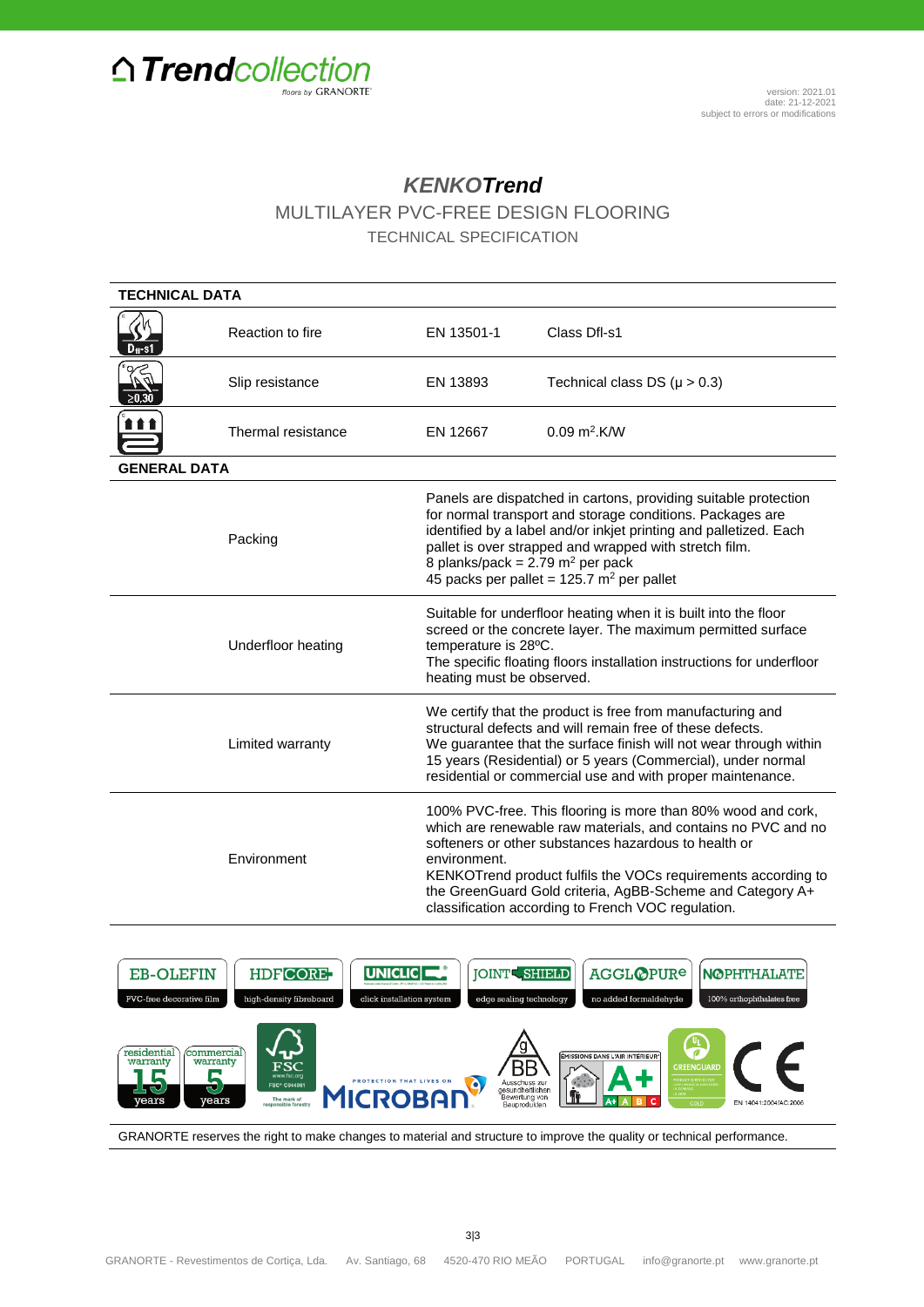version: 2021.01
date: 21-12-2021
subject to errors or modifications

# *KENKOTrend*

## MULTILAYER PVC-FREE DESIGN FLOORING

### TECHNICAL SPECIFICATION

| TECHNICAL DATA | | | |
|---|---|---|---|
| | Reaction to fire | EN 13501-1 | Class Dfl-s1 |
| | Slip resistance | EN 13893 | Technical class DS (μ > 0.3) |
| | Thermal resistance | EN 12667 | 0.09 $m^2$.K/W |

| GENERAL DATA | |
|---|---|
| Packing | Panels are dispatched in cartons, providing suitable protection for normal transport and storage conditions. Packages are identified by a label and/or inkjet printing and palletized. Each pallet is over strapped and wrapped with stretch film.<br>8 planks/pack = 2.79 $m^2$ per pack<br>45 packs per pallet = 125.7 $m^2$ per pallet |
| Underfloor heating | Suitable for underfloor heating when it is built into the floor screed or the concrete layer. The maximum permitted surface temperature is 28ºC.<br>The specific floating floors installation instructions for underfloor heating must be observed. |
| Limited warranty | We certify that the product is free from manufacturing and structural defects and will remain free of these defects.<br>We guarantee that the surface finish will not wear through within 15 years (Residential) or 5 years (Commercial), under normal residential or commercial use and with proper maintenance. |
| Environment | 100% PVC-free. This flooring is more than 80% wood and cork, which are renewable raw materials, and contains no PVC and no softeners or other substances hazardous to health or environment.<br>KENKOTrend product fulfils the VOCs requirements according to the GreenGuard Gold criteria, AgBB-Scheme and Category A+ classification according to French VOC regulation. |

EB-OLEFIN – PVC-free decorative film
HDFCORE – high-density fibreboard
UNICLIC – click installation system
JOINTSHIELD – edge sealing technology
AGGLOPURE – no added formaldehyde
NOPHTHALATE – 100% orthophthalates free

residential warranty 15 years
commercial warranty 5 years
FSC www.fsc.org FSC® C044061 The mark of responsible forestry
PROTECTION THAT LIVES ON MICROBAN
BB Ausschuss zur gesundheitlichen Bewertung von Bauprodukten
ÉMISSIONS DANS L'AIR INTÉRIEUR A+
GREENGUARD GOLD
CE EN 14041:2004/AC:2006

GRANORTE reserves the right to make changes to material and structure to improve the quality or technical performance.

GRANORTE - Revestimentos de Cortiça, Lda. Av. Santiago, 68 4520-470 RIO MEÃO PORTUGAL info@granorte.pt www.granorte.pt